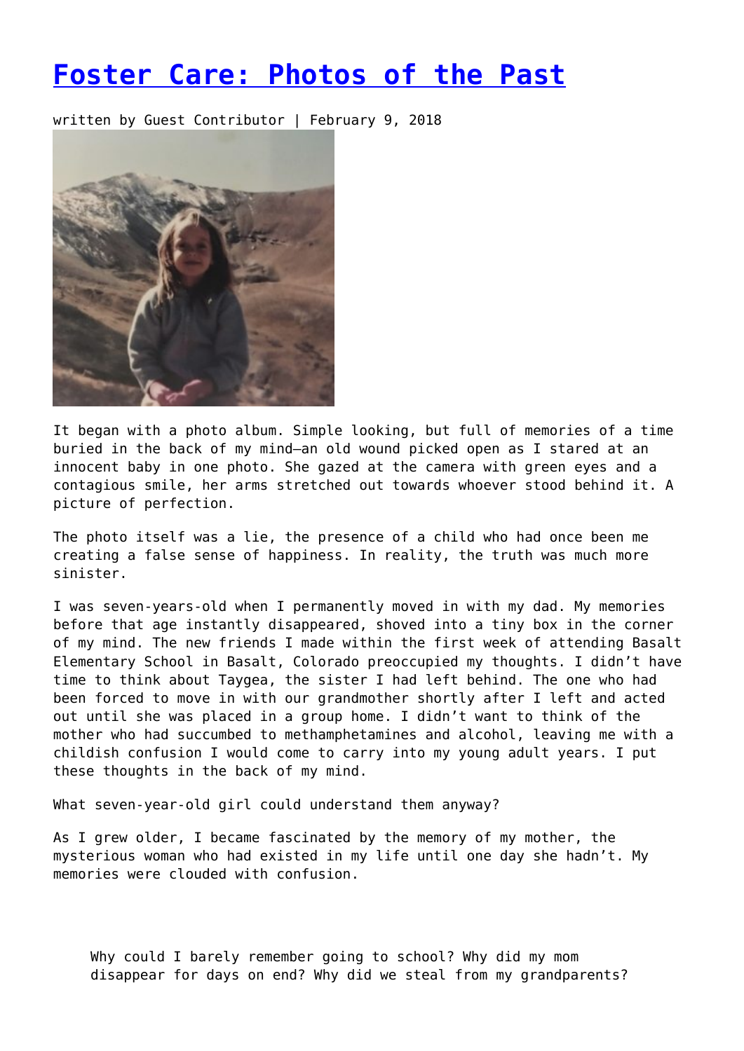# [Foster Care: Photos of the Past]

written by Guest Contributor | February 9, 2018

It began with a photo album. Simple looking, but full of memories of a time buried in the back of my mind—an old wound picked open as I stared at an innocent baby in one photo. She gazed at the camera with green eyes and a contagious smile, her arms stretched out towards whoever stood behind it. A picture of perfection.

The photo itself was a lie, the presence of a child who had once been me creating a false sense of happiness. In reality, the truth was much more sinister.

I was seven-years-old when I permanently moved in with my dad. My memories before that age instantly disappeared, shoved into a tiny box in the corner of my mind. The new friends I made within the first week of attending Basalt Elementary School in Basalt, Colorado preoccupied my thoughts. I didn't have time to think about Taygea, the sister I had left behind. The one who had been forced to move in with our grandmother shortly after I left and acted out until she was placed in a group home. I didn't want to think of the mother who had succumbed to methamphetamines and alcohol, leaving me with a childish confusion I would come to carry into my young adult years. I put these thoughts in the back of my mind.

What seven-year-old girl could understand them anyway?

As I grew older, I became fascinated by the memory of my mother, the mysterious woman who had existed in my life until one day she hadn't. My memories were clouded with confusion.

> Why could I barely remember going to school? Why did my mom disappear for days on end? Why did we steal from my grandparents?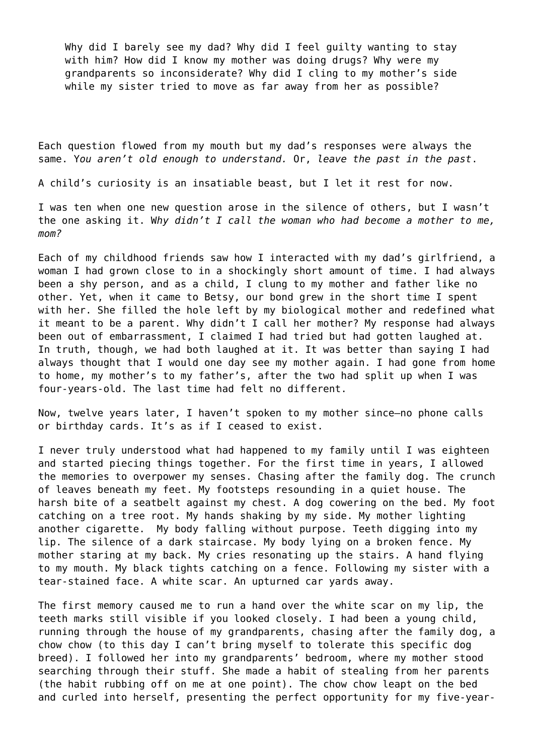Why did I barely see my dad? Why did I feel guilty wanting to stay with him? How did I know my mother was doing drugs? Why were my grandparents so inconsiderate? Why did I cling to my mother's side while my sister tried to move as far away from her as possible?

Each question flowed from my mouth but my dad's responses were always the same. *You aren't old enough to understand.* Or, *leave the past in the past*.

A child's curiosity is an insatiable beast, but I let it rest for now.

I was ten when one new question arose in the silence of others, but I wasn't the one asking it. W*hy didn't I call the woman who had become a mother to me, mom?*

Each of my childhood friends saw how I interacted with my dad's girlfriend, a woman I had grown close to in a shockingly short amount of time. I had always been a shy person, and as a child, I clung to my mother and father like no other. Yet, when it came to Betsy, our bond grew in the short time I spent with her. She filled the hole left by my biological mother and redefined what it meant to be a parent. Why didn't I call her mother? My response had always been out of embarrassment, I claimed I had tried but had gotten laughed at. In truth, though, we had both laughed at it. It was better than saying I had always thought that I would one day see my mother again. I had gone from home to home, my mother's to my father's, after the two had split up when I was four-years-old. The last time had felt no different.

Now, twelve years later, I haven't spoken to my mother since—no phone calls or birthday cards. It's as if I ceased to exist.

I never truly understood what had happened to my family until I was eighteen and started piecing things together. For the first time in years, I allowed the memories to overpower my senses. Chasing after the family dog. The crunch of leaves beneath my feet. My footsteps resounding in a quiet house. The harsh bite of a seatbelt against my chest. A dog cowering on the bed. My foot catching on a tree root. My hands shaking by my side. My mother lighting another cigarette. My body falling without purpose. Teeth digging into my lip. The silence of a dark staircase. My body lying on a broken fence. My mother staring at my back. My cries resonating up the stairs. A hand flying to my mouth. My black tights catching on a fence. Following my sister with a tear-stained face. A white scar. An upturned car yards away.

The first memory caused me to run a hand over the white scar on my lip, the teeth marks still visible if you looked closely. I had been a young child, running through the house of my grandparents, chasing after the family dog, a chow chow (to this day I can't bring myself to tolerate this specific dog breed). I followed her into my grandparents' bedroom, where my mother stood searching through their stuff. She made a habit of stealing from her parents (the habit rubbing off on me at one point). The chow chow leapt on the bed and curled into herself, presenting the perfect opportunity for my five-year-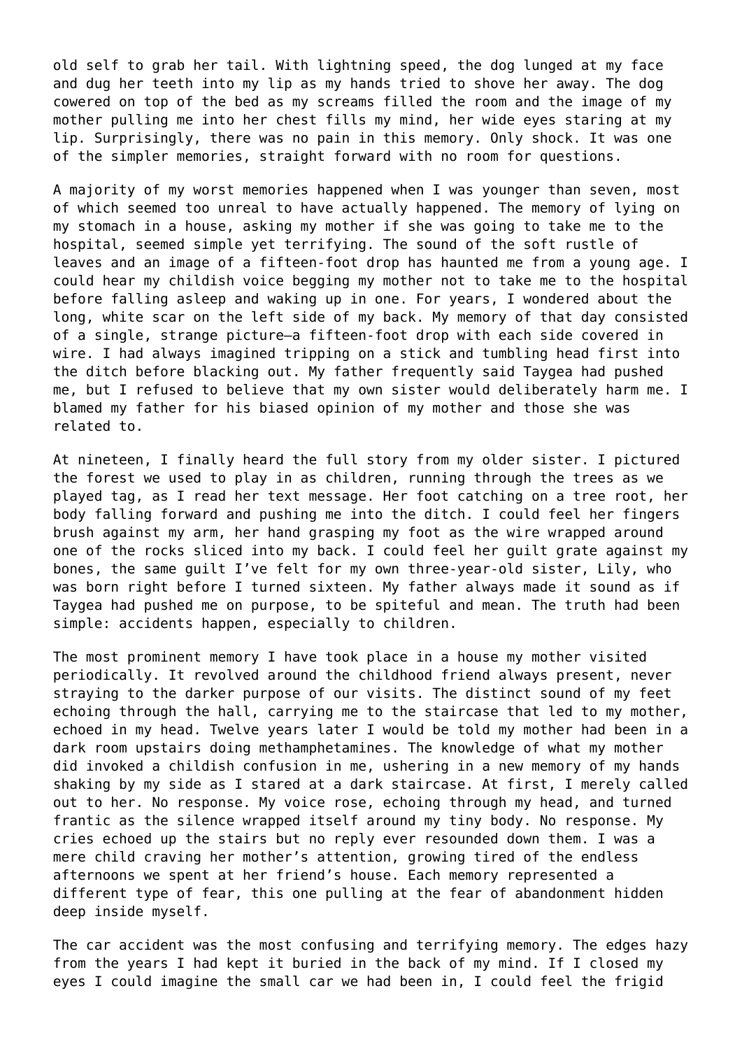old self to grab her tail. With lightning speed, the dog lunged at my face and dug her teeth into my lip as my hands tried to shove her away. The dog cowered on top of the bed as my screams filled the room and the image of my mother pulling me into her chest fills my mind, her wide eyes staring at my lip. Surprisingly, there was no pain in this memory. Only shock. It was one of the simpler memories, straight forward with no room for questions.

A majority of my worst memories happened when I was younger than seven, most of which seemed too unreal to have actually happened. The memory of lying on my stomach in a house, asking my mother if she was going to take me to the hospital, seemed simple yet terrifying. The sound of the soft rustle of leaves and an image of a fifteen-foot drop has haunted me from a young age. I could hear my childish voice begging my mother not to take me to the hospital before falling asleep and waking up in one. For years, I wondered about the long, white scar on the left side of my back. My memory of that day consisted of a single, strange picture—a fifteen-foot drop with each side covered in wire. I had always imagined tripping on a stick and tumbling head first into the ditch before blacking out. My father frequently said Taygea had pushed me, but I refused to believe that my own sister would deliberately harm me. I blamed my father for his biased opinion of my mother and those she was related to.

At nineteen, I finally heard the full story from my older sister. I pictured the forest we used to play in as children, running through the trees as we played tag, as I read her text message. Her foot catching on a tree root, her body falling forward and pushing me into the ditch. I could feel her fingers brush against my arm, her hand grasping my foot as the wire wrapped around one of the rocks sliced into my back. I could feel her guilt grate against my bones, the same guilt I've felt for my own three-year-old sister, Lily, who was born right before I turned sixteen. My father always made it sound as if Taygea had pushed me on purpose, to be spiteful and mean. The truth had been simple: accidents happen, especially to children.

The most prominent memory I have took place in a house my mother visited periodically. It revolved around the childhood friend always present, never straying to the darker purpose of our visits. The distinct sound of my feet echoing through the hall, carrying me to the staircase that led to my mother, echoed in my head. Twelve years later I would be told my mother had been in a dark room upstairs doing methamphetamines. The knowledge of what my mother did invoked a childish confusion in me, ushering in a new memory of my hands shaking by my side as I stared at a dark staircase. At first, I merely called out to her. No response. My voice rose, echoing through my head, and turned frantic as the silence wrapped itself around my tiny body. No response. My cries echoed up the stairs but no reply ever resounded down them. I was a mere child craving her mother's attention, growing tired of the endless afternoons we spent at her friend's house. Each memory represented a different type of fear, this one pulling at the fear of abandonment hidden deep inside myself.

The car accident was the most confusing and terrifying memory. The edges hazy from the years I had kept it buried in the back of my mind. If I closed my eyes I could imagine the small car we had been in, I could feel the frigid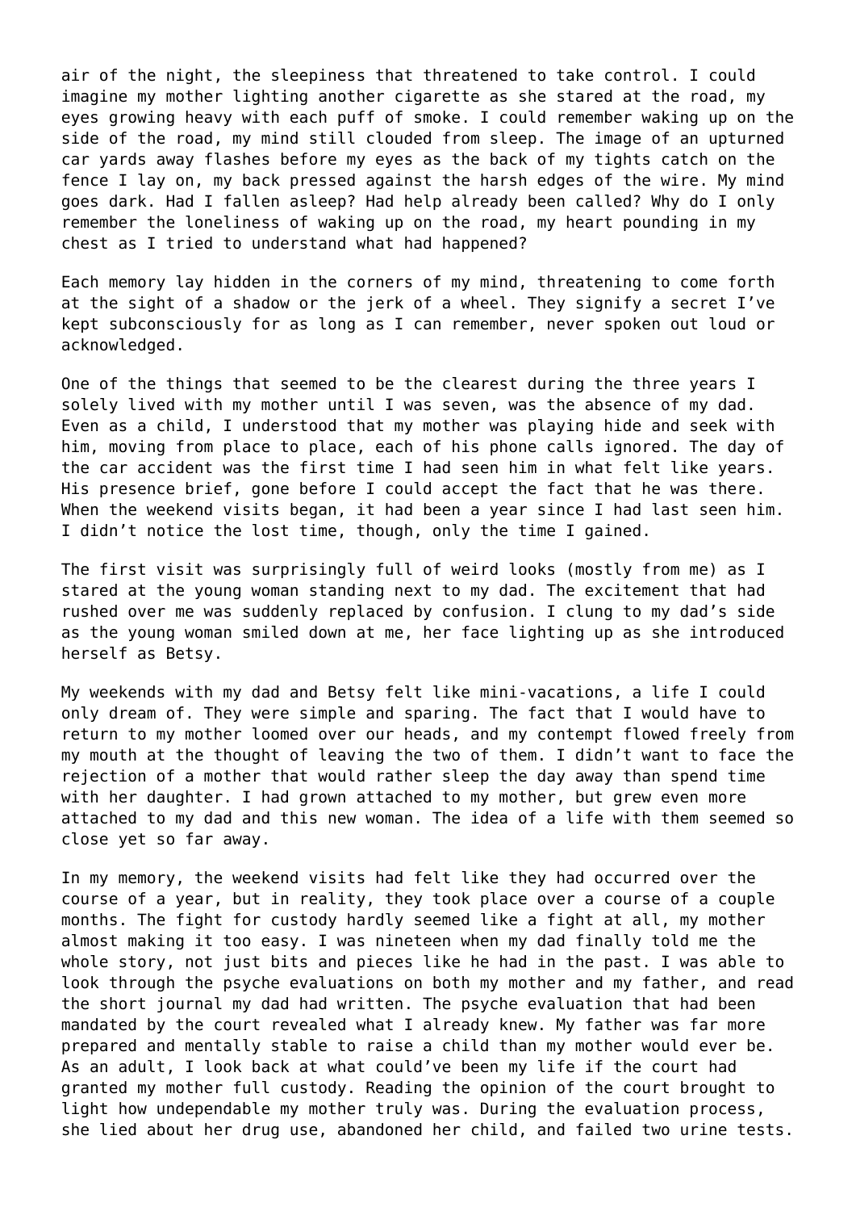air of the night, the sleepiness that threatened to take control. I could imagine my mother lighting another cigarette as she stared at the road, my eyes growing heavy with each puff of smoke. I could remember waking up on the side of the road, my mind still clouded from sleep. The image of an upturned car yards away flashes before my eyes as the back of my tights catch on the fence I lay on, my back pressed against the harsh edges of the wire. My mind goes dark. Had I fallen asleep? Had help already been called? Why do I only remember the loneliness of waking up on the road, my heart pounding in my chest as I tried to understand what had happened?

Each memory lay hidden in the corners of my mind, threatening to come forth at the sight of a shadow or the jerk of a wheel. They signify a secret I've kept subconsciously for as long as I can remember, never spoken out loud or acknowledged.

One of the things that seemed to be the clearest during the three years I solely lived with my mother until I was seven, was the absence of my dad. Even as a child, I understood that my mother was playing hide and seek with him, moving from place to place, each of his phone calls ignored. The day of the car accident was the first time I had seen him in what felt like years. His presence brief, gone before I could accept the fact that he was there. When the weekend visits began, it had been a year since I had last seen him. I didn't notice the lost time, though, only the time I gained.

The first visit was surprisingly full of weird looks (mostly from me) as I stared at the young woman standing next to my dad. The excitement that had rushed over me was suddenly replaced by confusion. I clung to my dad's side as the young woman smiled down at me, her face lighting up as she introduced herself as Betsy.

My weekends with my dad and Betsy felt like mini-vacations, a life I could only dream of. They were simple and sparing. The fact that I would have to return to my mother loomed over our heads, and my contempt flowed freely from my mouth at the thought of leaving the two of them. I didn't want to face the rejection of a mother that would rather sleep the day away than spend time with her daughter. I had grown attached to my mother, but grew even more attached to my dad and this new woman. The idea of a life with them seemed so close yet so far away.

In my memory, the weekend visits had felt like they had occurred over the course of a year, but in reality, they took place over a course of a couple months. The fight for custody hardly seemed like a fight at all, my mother almost making it too easy. I was nineteen when my dad finally told me the whole story, not just bits and pieces like he had in the past. I was able to look through the psyche evaluations on both my mother and my father, and read the short journal my dad had written. The psyche evaluation that had been mandated by the court revealed what I already knew. My father was far more prepared and mentally stable to raise a child than my mother would ever be. As an adult, I look back at what could've been my life if the court had granted my mother full custody. Reading the opinion of the court brought to light how undependable my mother truly was. During the evaluation process, she lied about her drug use, abandoned her child, and failed two urine tests.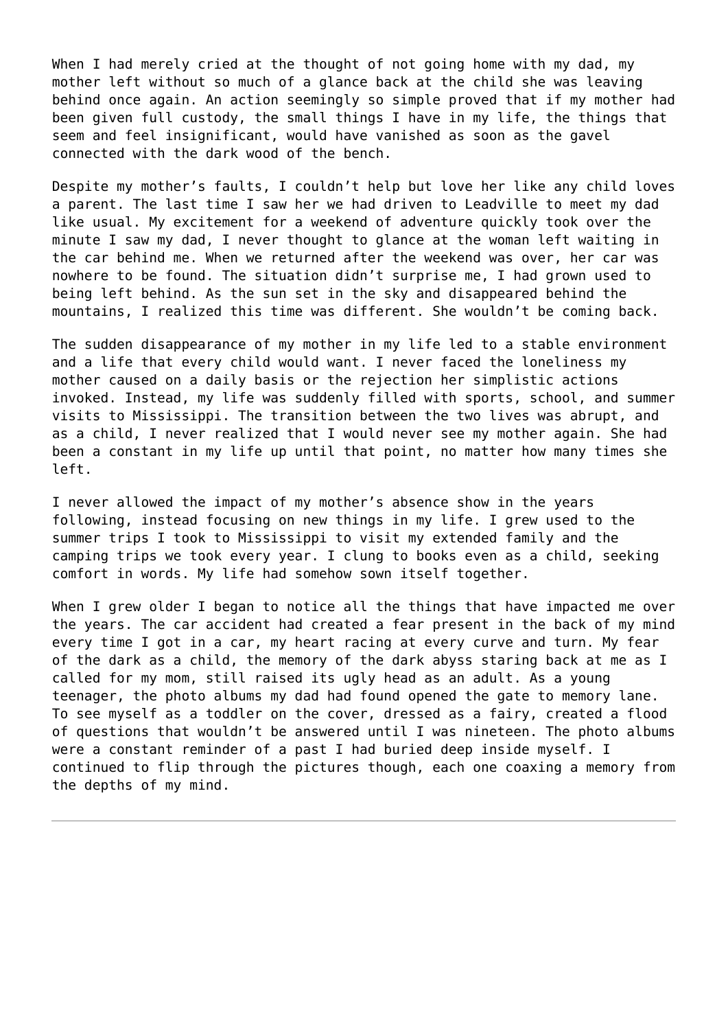When I had merely cried at the thought of not going home with my dad, my mother left without so much of a glance back at the child she was leaving behind once again. An action seemingly so simple proved that if my mother had been given full custody, the small things I have in my life, the things that seem and feel insignificant, would have vanished as soon as the gavel connected with the dark wood of the bench.

Despite my mother's faults, I couldn't help but love her like any child loves a parent. The last time I saw her we had driven to Leadville to meet my dad like usual. My excitement for a weekend of adventure quickly took over the minute I saw my dad, I never thought to glance at the woman left waiting in the car behind me. When we returned after the weekend was over, her car was nowhere to be found. The situation didn't surprise me, I had grown used to being left behind. As the sun set in the sky and disappeared behind the mountains, I realized this time was different. She wouldn't be coming back.

The sudden disappearance of my mother in my life led to a stable environment and a life that every child would want. I never faced the loneliness my mother caused on a daily basis or the rejection her simplistic actions invoked. Instead, my life was suddenly filled with sports, school, and summer visits to Mississippi. The transition between the two lives was abrupt, and as a child, I never realized that I would never see my mother again. She had been a constant in my life up until that point, no matter how many times she left.

I never allowed the impact of my mother's absence show in the years following, instead focusing on new things in my life. I grew used to the summer trips I took to Mississippi to visit my extended family and the camping trips we took every year. I clung to books even as a child, seeking comfort in words. My life had somehow sown itself together.

When I grew older I began to notice all the things that have impacted me over the years. The car accident had created a fear present in the back of my mind every time I got in a car, my heart racing at every curve and turn. My fear of the dark as a child, the memory of the dark abyss staring back at me as I called for my mom, still raised its ugly head as an adult. As a young teenager, the photo albums my dad had found opened the gate to memory lane. To see myself as a toddler on the cover, dressed as a fairy, created a flood of questions that wouldn't be answered until I was nineteen. The photo albums were a constant reminder of a past I had buried deep inside myself. I continued to flip through the pictures though, each one coaxing a memory from the depths of my mind.

---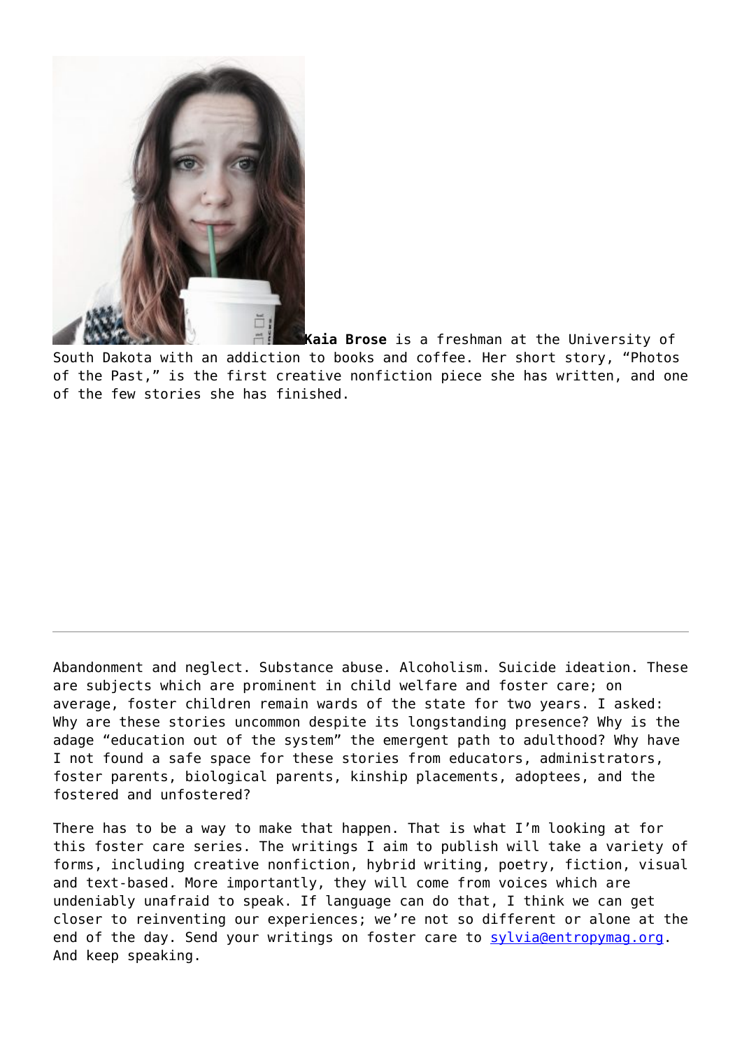**Kaia Brose** is a freshman at the University of South Dakota with an addiction to books and coffee. Her short story, "Photos of the Past," is the first creative nonfiction piece she has written, and one of the few stories she has finished.

---

Abandonment and neglect. Substance abuse. Alcoholism. Suicide ideation. These are subjects which are prominent in child welfare and foster care; on average, foster children remain wards of the state for two years. I asked: Why are these stories uncommon despite its longstanding presence? Why is the adage "education out of the system" the emergent path to adulthood? Why have I not found a safe space for these stories from educators, administrators, foster parents, biological parents, kinship placements, adoptees, and the fostered and unfostered?

There has to be a way to make that happen. That is what I'm looking at for this foster care series. The writings I aim to publish will take a variety of forms, including creative nonfiction, hybrid writing, poetry, fiction, visual and text-based. More importantly, they will come from voices which are undeniably unafraid to speak. If language can do that, I think we can get closer to reinventing our experiences; we're not so different or alone at the end of the day. Send your writings on foster care to sylvia@entropymag.org. And keep speaking.